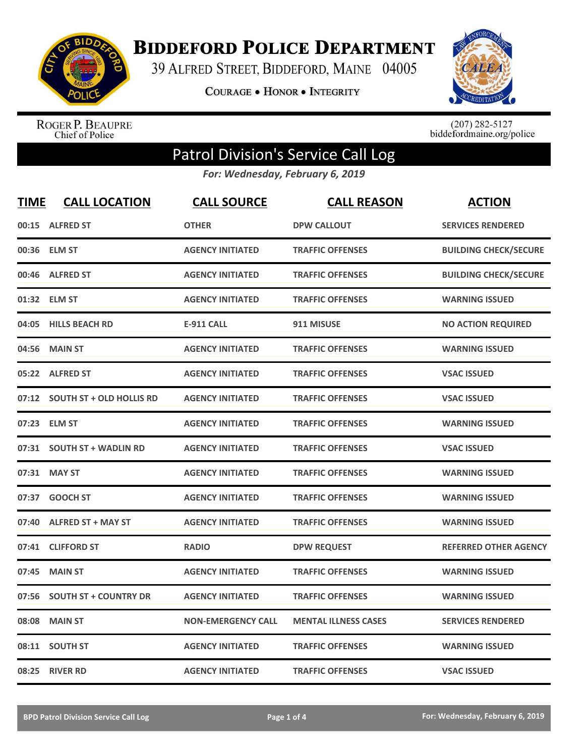# Biddeford Police Department

39 Alfred Street, Biddeford, Maine 04005

Courage • Honor • Integrity

Roger P. Beaupre
Chief of Police

(207) 282-5127
biddefordmaine.org/police

## Patrol Division's Service Call Log

*For: Wednesday, February 6, 2019*

| TIME | CALL LOCATION | CALL SOURCE | CALL REASON | ACTION |
|---|---|---|---|---|
| 00:15 | ALFRED ST | OTHER | DPW CALLOUT | SERVICES RENDERED |
| 00:36 | ELM ST | AGENCY INITIATED | TRAFFIC OFFENSES | BUILDING CHECK/SECURE |
| 00:46 | ALFRED ST | AGENCY INITIATED | TRAFFIC OFFENSES | BUILDING CHECK/SECURE |
| 01:32 | ELM ST | AGENCY INITIATED | TRAFFIC OFFENSES | WARNING ISSUED |
| 04:05 | HILLS BEACH RD | E-911 CALL | 911 MISUSE | NO ACTION REQUIRED |
| 04:56 | MAIN ST | AGENCY INITIATED | TRAFFIC OFFENSES | WARNING ISSUED |
| 05:22 | ALFRED ST | AGENCY INITIATED | TRAFFIC OFFENSES | VSAC ISSUED |
| 07:12 | SOUTH ST + OLD HOLLIS RD | AGENCY INITIATED | TRAFFIC OFFENSES | VSAC ISSUED |
| 07:23 | ELM ST | AGENCY INITIATED | TRAFFIC OFFENSES | WARNING ISSUED |
| 07:31 | SOUTH ST + WADLIN RD | AGENCY INITIATED | TRAFFIC OFFENSES | VSAC ISSUED |
| 07:31 | MAY ST | AGENCY INITIATED | TRAFFIC OFFENSES | WARNING ISSUED |
| 07:37 | GOOCH ST | AGENCY INITIATED | TRAFFIC OFFENSES | WARNING ISSUED |
| 07:40 | ALFRED ST + MAY ST | AGENCY INITIATED | TRAFFIC OFFENSES | WARNING ISSUED |
| 07:41 | CLIFFORD ST | RADIO | DPW REQUEST | REFERRED OTHER AGENCY |
| 07:45 | MAIN ST | AGENCY INITIATED | TRAFFIC OFFENSES | WARNING ISSUED |
| 07:56 | SOUTH ST + COUNTRY DR | AGENCY INITIATED | TRAFFIC OFFENSES | WARNING ISSUED |
| 08:08 | MAIN ST | NON-EMERGENCY CALL | MENTAL ILLNESS CASES | SERVICES RENDERED |
| 08:11 | SOUTH ST | AGENCY INITIATED | TRAFFIC OFFENSES | WARNING ISSUED |
| 08:25 | RIVER RD | AGENCY INITIATED | TRAFFIC OFFENSES | VSAC ISSUED |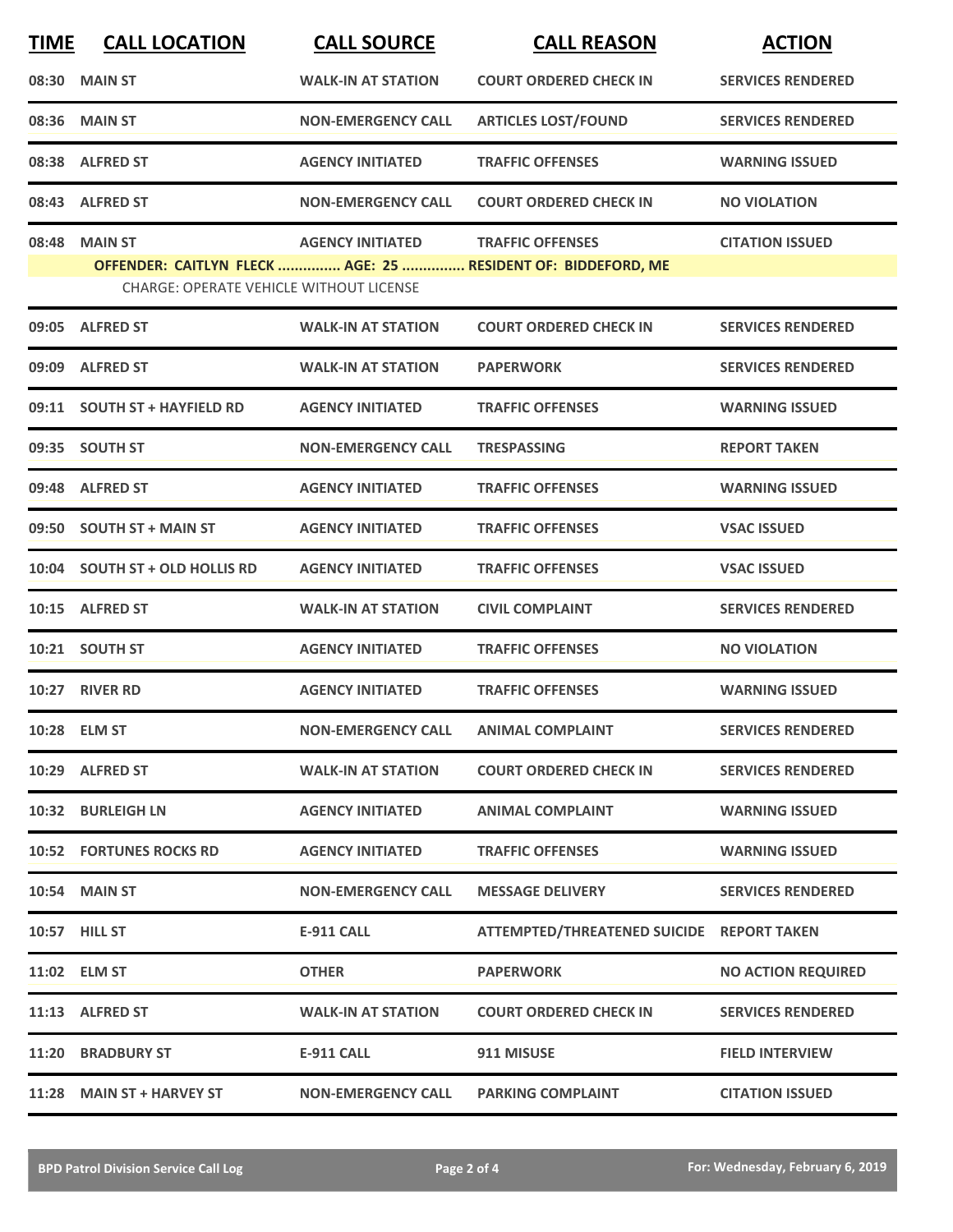| TIME | CALL LOCATION | CALL SOURCE | CALL REASON | ACTION |
|---|---|---|---|---|
| 08:30 | MAIN ST | WALK-IN AT STATION | COURT ORDERED CHECK IN | SERVICES RENDERED |
| 08:36 | MAIN ST | NON-EMERGENCY CALL | ARTICLES LOST/FOUND | SERVICES RENDERED |
| 08:38 | ALFRED ST | AGENCY INITIATED | TRAFFIC OFFENSES | WARNING ISSUED |
| 08:43 | ALFRED ST | NON-EMERGENCY CALL | COURT ORDERED CHECK IN | NO VIOLATION |
| 08:48 | MAIN ST | AGENCY INITIATED | TRAFFIC OFFENSES | CITATION ISSUED |
| | OFFENDER: CAITLYN FLECK ............... AGE: 25 ............... RESIDENT OF: BIDDEFORD, ME<br>CHARGE: OPERATE VEHICLE WITHOUT LICENSE | | | |
| 09:05 | ALFRED ST | WALK-IN AT STATION | COURT ORDERED CHECK IN | SERVICES RENDERED |
| 09:09 | ALFRED ST | WALK-IN AT STATION | PAPERWORK | SERVICES RENDERED |
| 09:11 | SOUTH ST + HAYFIELD RD | AGENCY INITIATED | TRAFFIC OFFENSES | WARNING ISSUED |
| 09:35 | SOUTH ST | NON-EMERGENCY CALL | TRESPASSING | REPORT TAKEN |
| 09:48 | ALFRED ST | AGENCY INITIATED | TRAFFIC OFFENSES | WARNING ISSUED |
| 09:50 | SOUTH ST + MAIN ST | AGENCY INITIATED | TRAFFIC OFFENSES | VSAC ISSUED |
| 10:04 | SOUTH ST + OLD HOLLIS RD | AGENCY INITIATED | TRAFFIC OFFENSES | VSAC ISSUED |
| 10:15 | ALFRED ST | WALK-IN AT STATION | CIVIL COMPLAINT | SERVICES RENDERED |
| 10:21 | SOUTH ST | AGENCY INITIATED | TRAFFIC OFFENSES | NO VIOLATION |
| 10:27 | RIVER RD | AGENCY INITIATED | TRAFFIC OFFENSES | WARNING ISSUED |
| 10:28 | ELM ST | NON-EMERGENCY CALL | ANIMAL COMPLAINT | SERVICES RENDERED |
| 10:29 | ALFRED ST | WALK-IN AT STATION | COURT ORDERED CHECK IN | SERVICES RENDERED |
| 10:32 | BURLEIGH LN | AGENCY INITIATED | ANIMAL COMPLAINT | WARNING ISSUED |
| 10:52 | FORTUNES ROCKS RD | AGENCY INITIATED | TRAFFIC OFFENSES | WARNING ISSUED |
| 10:54 | MAIN ST | NON-EMERGENCY CALL | MESSAGE DELIVERY | SERVICES RENDERED |
| 10:57 | HILL ST | E-911 CALL | ATTEMPTED/THREATENED SUICIDE | REPORT TAKEN |
| 11:02 | ELM ST | OTHER | PAPERWORK | NO ACTION REQUIRED |
| 11:13 | ALFRED ST | WALK-IN AT STATION | COURT ORDERED CHECK IN | SERVICES RENDERED |
| 11:20 | BRADBURY ST | E-911 CALL | 911 MISUSE | FIELD INTERVIEW |
| 11:28 | MAIN ST + HARVEY ST | NON-EMERGENCY CALL | PARKING COMPLAINT | CITATION ISSUED |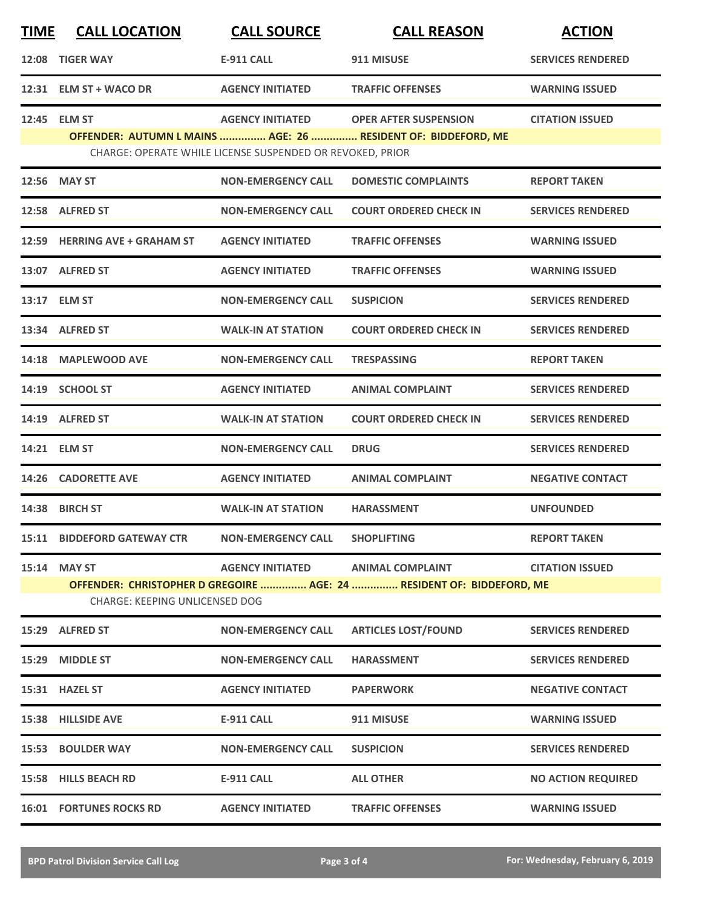| TIME | CALL LOCATION | CALL SOURCE | CALL REASON | ACTION |
|---|---|---|---|---|
| 12:08 | TIGER WAY | E-911 CALL | 911 MISUSE | SERVICES RENDERED |
| 12:31 | ELM ST + WACO DR | AGENCY INITIATED | TRAFFIC OFFENSES | WARNING ISSUED |
| 12:45 | ELM ST | AGENCY INITIATED | OPER AFTER SUSPENSION | CITATION ISSUED |
| | OFFENDER: AUTUMN L MAINS ............... AGE: 26 ............... RESIDENT OF: BIDDEFORD, ME | | | |
| | CHARGE: OPERATE WHILE LICENSE SUSPENDED OR REVOKED, PRIOR | | | |
| 12:56 | MAY ST | NON-EMERGENCY CALL | DOMESTIC COMPLAINTS | REPORT TAKEN |
| 12:58 | ALFRED ST | NON-EMERGENCY CALL | COURT ORDERED CHECK IN | SERVICES RENDERED |
| 12:59 | HERRING AVE + GRAHAM ST | AGENCY INITIATED | TRAFFIC OFFENSES | WARNING ISSUED |
| 13:07 | ALFRED ST | AGENCY INITIATED | TRAFFIC OFFENSES | WARNING ISSUED |
| 13:17 | ELM ST | NON-EMERGENCY CALL | SUSPICION | SERVICES RENDERED |
| 13:34 | ALFRED ST | WALK-IN AT STATION | COURT ORDERED CHECK IN | SERVICES RENDERED |
| 14:18 | MAPLEWOOD AVE | NON-EMERGENCY CALL | TRESPASSING | REPORT TAKEN |
| 14:19 | SCHOOL ST | AGENCY INITIATED | ANIMAL COMPLAINT | SERVICES RENDERED |
| 14:19 | ALFRED ST | WALK-IN AT STATION | COURT ORDERED CHECK IN | SERVICES RENDERED |
| 14:21 | ELM ST | NON-EMERGENCY CALL | DRUG | SERVICES RENDERED |
| 14:26 | CADORETTE AVE | AGENCY INITIATED | ANIMAL COMPLAINT | NEGATIVE CONTACT |
| 14:38 | BIRCH ST | WALK-IN AT STATION | HARASSMENT | UNFOUNDED |
| 15:11 | BIDDEFORD GATEWAY CTR | NON-EMERGENCY CALL | SHOPLIFTING | REPORT TAKEN |
| 15:14 | MAY ST | AGENCY INITIATED | ANIMAL COMPLAINT | CITATION ISSUED |
| | OFFENDER: CHRISTOPHER D GREGOIRE ............... AGE: 24 ............... RESIDENT OF: BIDDEFORD, ME | | | |
| | CHARGE: KEEPING UNLICENSED DOG | | | |
| 15:29 | ALFRED ST | NON-EMERGENCY CALL | ARTICLES LOST/FOUND | SERVICES RENDERED |
| 15:29 | MIDDLE ST | NON-EMERGENCY CALL | HARASSMENT | SERVICES RENDERED |
| 15:31 | HAZEL ST | AGENCY INITIATED | PAPERWORK | NEGATIVE CONTACT |
| 15:38 | HILLSIDE AVE | E-911 CALL | 911 MISUSE | WARNING ISSUED |
| 15:53 | BOULDER WAY | NON-EMERGENCY CALL | SUSPICION | SERVICES RENDERED |
| 15:58 | HILLS BEACH RD | E-911 CALL | ALL OTHER | NO ACTION REQUIRED |
| 16:01 | FORTUNES ROCKS RD | AGENCY INITIATED | TRAFFIC OFFENSES | WARNING ISSUED |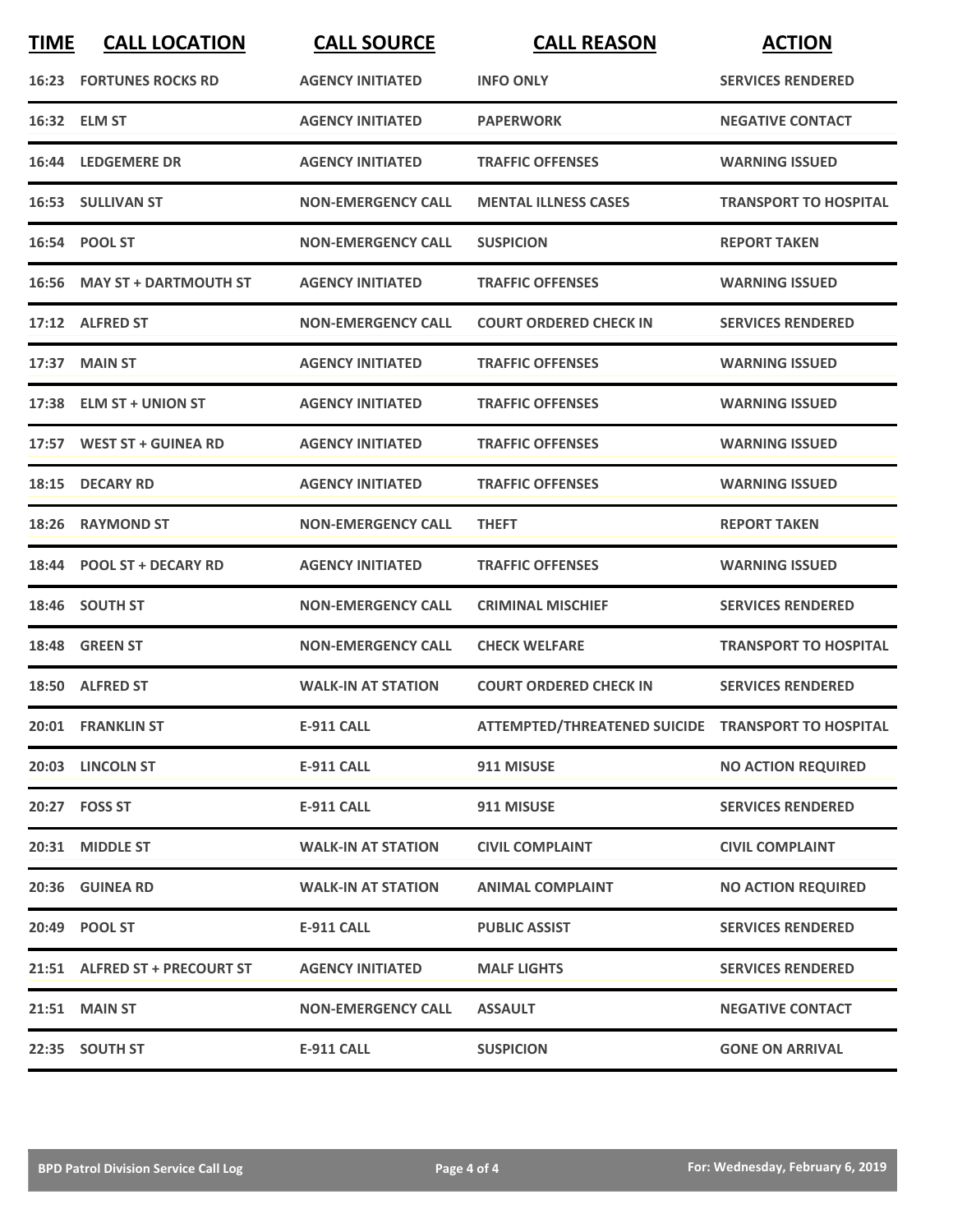| TIME | CALL LOCATION | CALL SOURCE | CALL REASON | ACTION |
|---|---|---|---|---|
| 16:23 | FORTUNES ROCKS RD | AGENCY INITIATED | INFO ONLY | SERVICES RENDERED |
| 16:32 | ELM ST | AGENCY INITIATED | PAPERWORK | NEGATIVE CONTACT |
| 16:44 | LEDGEMERE DR | AGENCY INITIATED | TRAFFIC OFFENSES | WARNING ISSUED |
| 16:53 | SULLIVAN ST | NON-EMERGENCY CALL | MENTAL ILLNESS CASES | TRANSPORT TO HOSPITAL |
| 16:54 | POOL ST | NON-EMERGENCY CALL | SUSPICION | REPORT TAKEN |
| 16:56 | MAY ST + DARTMOUTH ST | AGENCY INITIATED | TRAFFIC OFFENSES | WARNING ISSUED |
| 17:12 | ALFRED ST | NON-EMERGENCY CALL | COURT ORDERED CHECK IN | SERVICES RENDERED |
| 17:37 | MAIN ST | AGENCY INITIATED | TRAFFIC OFFENSES | WARNING ISSUED |
| 17:38 | ELM ST + UNION ST | AGENCY INITIATED | TRAFFIC OFFENSES | WARNING ISSUED |
| 17:57 | WEST ST + GUINEA RD | AGENCY INITIATED | TRAFFIC OFFENSES | WARNING ISSUED |
| 18:15 | DECARY RD | AGENCY INITIATED | TRAFFIC OFFENSES | WARNING ISSUED |
| 18:26 | RAYMOND ST | NON-EMERGENCY CALL | THEFT | REPORT TAKEN |
| 18:44 | POOL ST + DECARY RD | AGENCY INITIATED | TRAFFIC OFFENSES | WARNING ISSUED |
| 18:46 | SOUTH ST | NON-EMERGENCY CALL | CRIMINAL MISCHIEF | SERVICES RENDERED |
| 18:48 | GREEN ST | NON-EMERGENCY CALL | CHECK WELFARE | TRANSPORT TO HOSPITAL |
| 18:50 | ALFRED ST | WALK-IN AT STATION | COURT ORDERED CHECK IN | SERVICES RENDERED |
| 20:01 | FRANKLIN ST | E-911 CALL | ATTEMPTED/THREATENED SUICIDE | TRANSPORT TO HOSPITAL |
| 20:03 | LINCOLN ST | E-911 CALL | 911 MISUSE | NO ACTION REQUIRED |
| 20:27 | FOSS ST | E-911 CALL | 911 MISUSE | SERVICES RENDERED |
| 20:31 | MIDDLE ST | WALK-IN AT STATION | CIVIL COMPLAINT | CIVIL COMPLAINT |
| 20:36 | GUINEA RD | WALK-IN AT STATION | ANIMAL COMPLAINT | NO ACTION REQUIRED |
| 20:49 | POOL ST | E-911 CALL | PUBLIC ASSIST | SERVICES RENDERED |
| 21:51 | ALFRED ST + PRECOURT ST | AGENCY INITIATED | MALF LIGHTS | SERVICES RENDERED |
| 21:51 | MAIN ST | NON-EMERGENCY CALL | ASSAULT | NEGATIVE CONTACT |
| 22:35 | SOUTH ST | E-911 CALL | SUSPICION | GONE ON ARRIVAL |